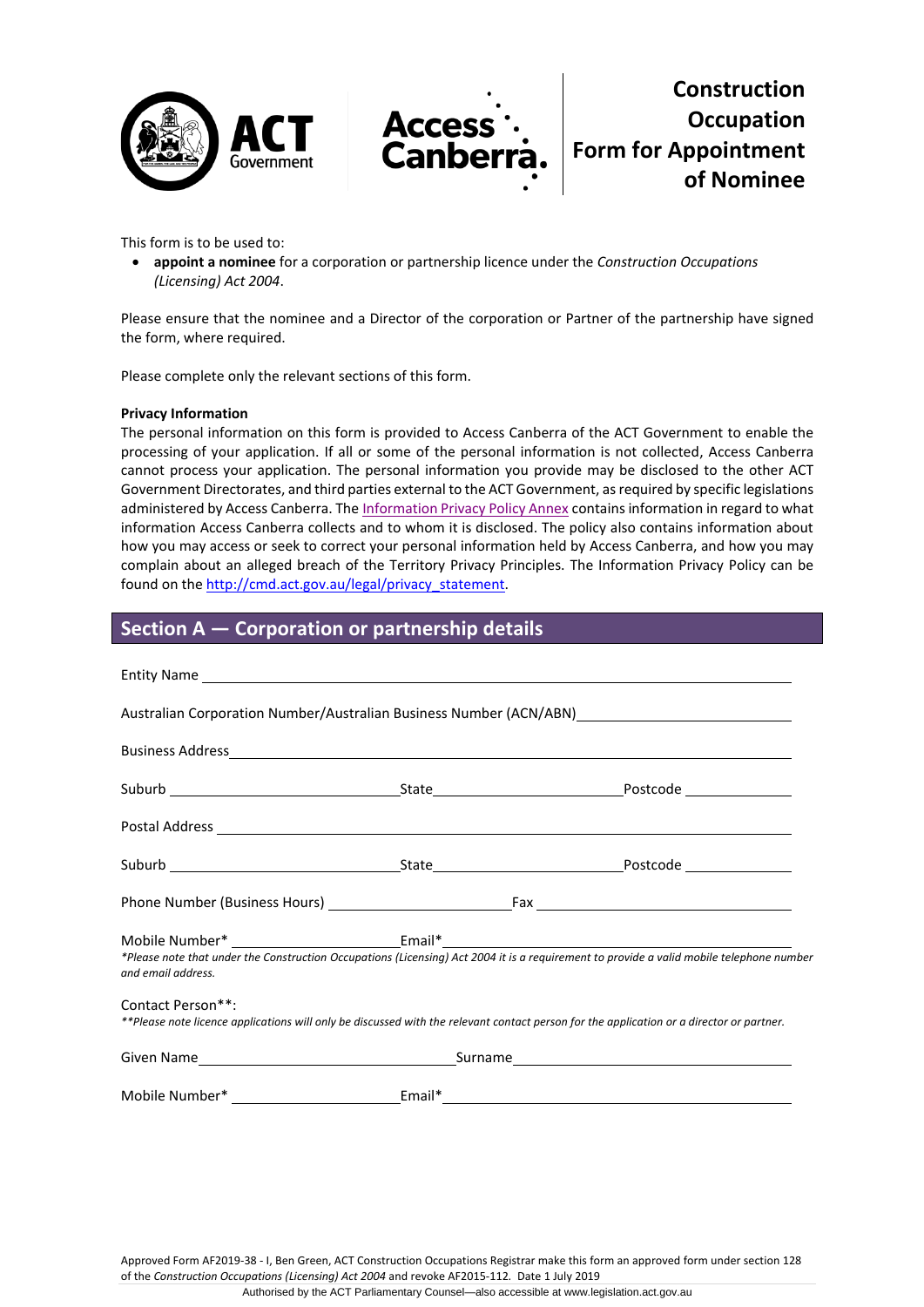# Construction Occupation Form for Appointment of Nominee

This form is to be used to:

- **appoint a nominee** for a corporation or partnership licence under the *Construction Occupations (Licensing) Act 2004*.

Please ensure that the nominee and a Director of the corporation or Partner of the partnership have signed the form, where required.

Please complete only the relevant sections of this form.

**Privacy Information**

The personal information on this form is provided to Access Canberra of the ACT Government to enable the processing of your application. If all or some of the personal information is not collected, Access Canberra cannot process your application. The personal information you provide may be disclosed to the other ACT Government Directorates, and third parties external to the ACT Government, as required by specific legislations administered by Access Canberra. The Information Privacy Policy Annex contains information in regard to what information Access Canberra collects and to whom it is disclosed. The policy also contains information about how you may access or seek to correct your personal information held by Access Canberra, and how you may complain about an alleged breach of the Territory Privacy Principles. The Information Privacy Policy can be found on the http://cmd.act.gov.au/legal/privacy_statement.

## Section A — Corporation or partnership details

Entity Name ______________________________

Australian Corporation Number/Australian Business Number (ACN/ABN) ______________________________

Business Address ______________________________

Suburb ______________ State ______________ Postcode ______________

Postal Address ______________________________

Suburb ______________ State ______________ Postcode ______________

Phone Number (Business Hours) ______________ Fax ______________

Mobile Number* ______________ Email* ______________

*\*Please note that under the Construction Occupations (Licensing) Act 2004 it is a requirement to provide a valid mobile telephone number and email address.*

Contact Person**:

*\*\*Please note licence applications will only be discussed with the relevant contact person for the application or a director or partner.*

Given Name ______________ Surname ______________

Mobile Number* ______________ Email* ______________

Approved Form AF2019-38 - I, Ben Green, ACT Construction Occupations Registrar make this form an approved form under section 128 of the *Construction Occupations (Licensing) Act 2004* and revoke AF2015-112. Date 1 July 2019

Authorised by the ACT Parliamentary Counsel—also accessible at www.legislation.act.gov.au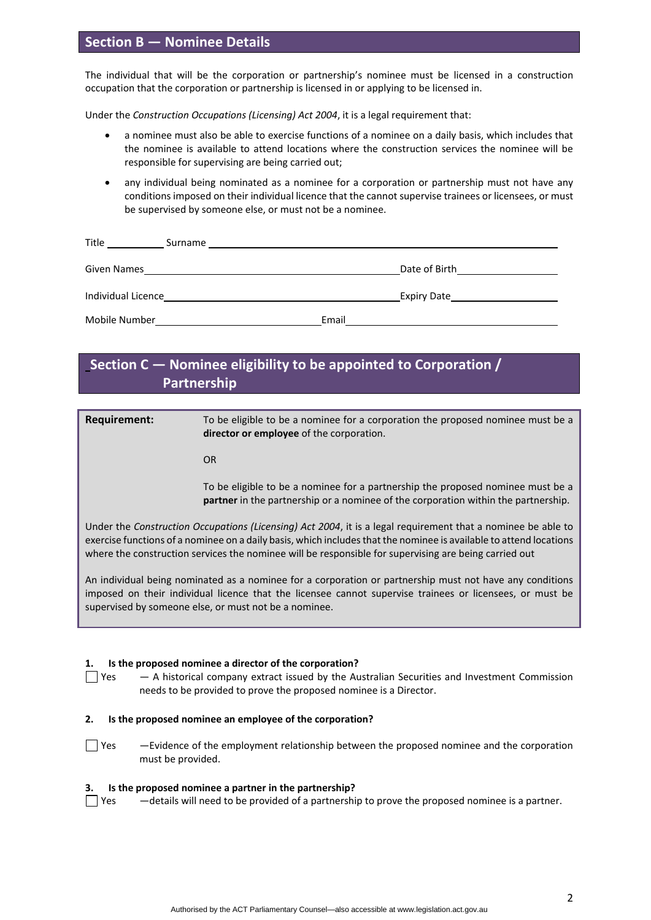## Section B — Nominee Details

The individual that will be the corporation or partnership's nominee must be licensed in a construction occupation that the corporation or partnership is licensed in or applying to be licensed in.

Under the *Construction Occupations (Licensing) Act 2004*, it is a legal requirement that:

- a nominee must also be able to exercise functions of a nominee on a daily basis, which includes that the nominee is available to attend locations where the construction services the nominee will be responsible for supervising are being carried out;
- any individual being nominated as a nominee for a corporation or partnership must not have any conditions imposed on their individual licence that the cannot supervise trainees or licensees, or must be supervised by someone else, or must not be a nominee.

Title ___________ Surname ___________________________________________

Given Names ___________________________________ Date of Birth ___________________

Individual Licence ___________________________________ Expiry Date ___________________

Mobile Number ___________________________ Email ___________________________________

## Section C — Nominee eligibility to be appointed to Corporation / Partnership

**Requirement:** To be eligible to be a nominee for a corporation the proposed nominee must be a **director or employee** of the corporation.

OR

To be eligible to be a nominee for a partnership the proposed nominee must be a **partner** in the partnership or a nominee of the corporation within the partnership.

Under the *Construction Occupations (Licensing) Act 2004*, it is a legal requirement that a nominee be able to exercise functions of a nominee on a daily basis, which includes that the nominee is available to attend locations where the construction services the nominee will be responsible for supervising are being carried out

An individual being nominated as a nominee for a corporation or partnership must not have any conditions imposed on their individual licence that the licensee cannot supervise trainees or licensees, or must be supervised by someone else, or must not be a nominee.

**1. Is the proposed nominee a director of the corporation?**

☐ Yes — A historical company extract issued by the Australian Securities and Investment Commission needs to be provided to prove the proposed nominee is a Director.

**2. Is the proposed nominee an employee of the corporation?**

☐ Yes —Evidence of the employment relationship between the proposed nominee and the corporation must be provided.

**3. Is the proposed nominee a partner in the partnership?**

☐ Yes —details will need to be provided of a partnership to prove the proposed nominee is a partner.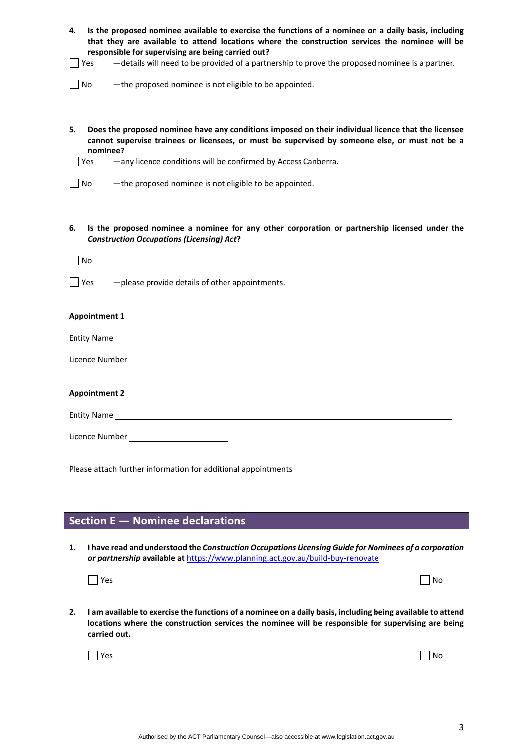**4. Is the proposed nominee available to exercise the functions of a nominee on a daily basis, including that they are available to attend locations where the construction services the nominee will be responsible for supervising are being carried out?**

☐ Yes —details will need to be provided of a partnership to prove the proposed nominee is a partner.

☐ No —the proposed nominee is not eligible to be appointed.

**5. Does the proposed nominee have any conditions imposed on their individual licence that the licensee cannot supervise trainees or licensees, or must be supervised by someone else, or must not be a nominee?**

☐ Yes —any licence conditions will be confirmed by Access Canberra.

☐ No —the proposed nominee is not eligible to be appointed.

**6. Is the proposed nominee a nominee for any other corporation or partnership licensed under the *Construction Occupations (Licensing) Act*?**

☐ No

☐ Yes —please provide details of other appointments.

**Appointment 1**

Entity Name ______________________________________________

Licence Number ____________________

**Appointment 2**

Entity Name ______________________________________________

Licence Number ____________________

Please attach further information for additional appointments

## Section E — Nominee declarations

**1. I have read and understood the *Construction Occupations Licensing Guide for Nominees of a corporation or partnership* available at [https://www.planning.act.gov.au/build-buy-renovate](https://www.planning.act.gov.au/build-buy-renovate)**

☐ Yes ☐ No

**2. I am available to exercise the functions of a nominee on a daily basis, including being available to attend locations where the construction services the nominee will be responsible for supervising are being carried out.**

☐ Yes ☐ No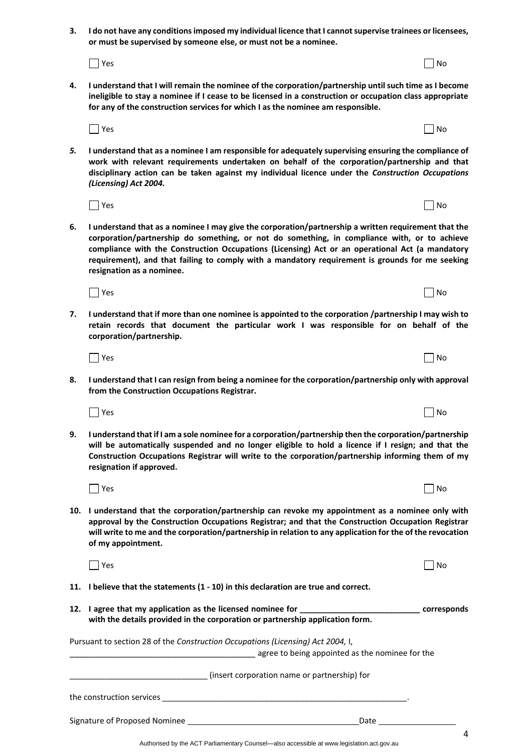**3. I do not have any conditions imposed my individual licence that I cannot supervise trainees or licensees, or must be supervised by someone else, or must not be a nominee.**

☐ Yes ☐ No

**4. I understand that I will remain the nominee of the corporation/partnership until such time as I become ineligible to stay a nominee if I cease to be licensed in a construction or occupation class appropriate for any of the construction services for which I as the nominee am responsible.**

☐ Yes ☐ No

***5.* I understand that as a nominee I am responsible for adequately supervising ensuring the compliance of work with relevant requirements undertaken on behalf of the corporation/partnership and that disciplinary action can be taken against my individual licence under the *Construction Occupations (Licensing) Act 2004.***

☐ Yes ☐ No

**6. I understand that as a nominee I may give the corporation/partnership a written requirement that the corporation/partnership do something, or not do something, in compliance with, or to achieve compliance with the Construction Occupations (Licensing) Act or an operational Act (a mandatory requirement), and that failing to comply with a mandatory requirement is grounds for me seeking resignation as a nominee.**

☐ Yes ☐ No

**7. I understand that if more than one nominee is appointed to the corporation /partnership I may wish to retain records that document the particular work I was responsible for on behalf of the corporation/partnership.**

☐ Yes ☐ No

**8. I understand that I can resign from being a nominee for the corporation/partnership only with approval from the Construction Occupations Registrar.**

☐ Yes ☐ No

**9. I understand that if I am a sole nominee for a corporation/partnership then the corporation/partnership will be automatically suspended and no longer eligible to hold a licence if I resign; and that the Construction Occupations Registrar will write to the corporation/partnership informing them of my resignation if approved.**

☐ Yes ☐ No

**10. I understand that the corporation/partnership can revoke my appointment as a nominee only with approval by the Construction Occupations Registrar; and that the Construction Occupation Registrar will write to me and the corporation/partnership in relation to any application for the of the revocation of my appointment.**

☐ Yes ☐ No

**11. I believe that the statements (1 - 10) in this declaration are true and correct.**

**12. I agree that my application as the licensed nominee for ___________________________ corresponds with the details provided in the corporation or partnership application form.**

Pursuant to section 28 of the *Construction Occupations (Licensing) Act 2004,* I,

__________________________________________ agree to being appointed as the nominee for the

_______________________________ (insert corporation name or partnership) for

the construction services __________________________________________________________.

Signature of Proposed Nominee _______________________________________ Date _________________

Authorised by the ACT Parliamentary Counsel—also accessible at www.legislation.act.gov.au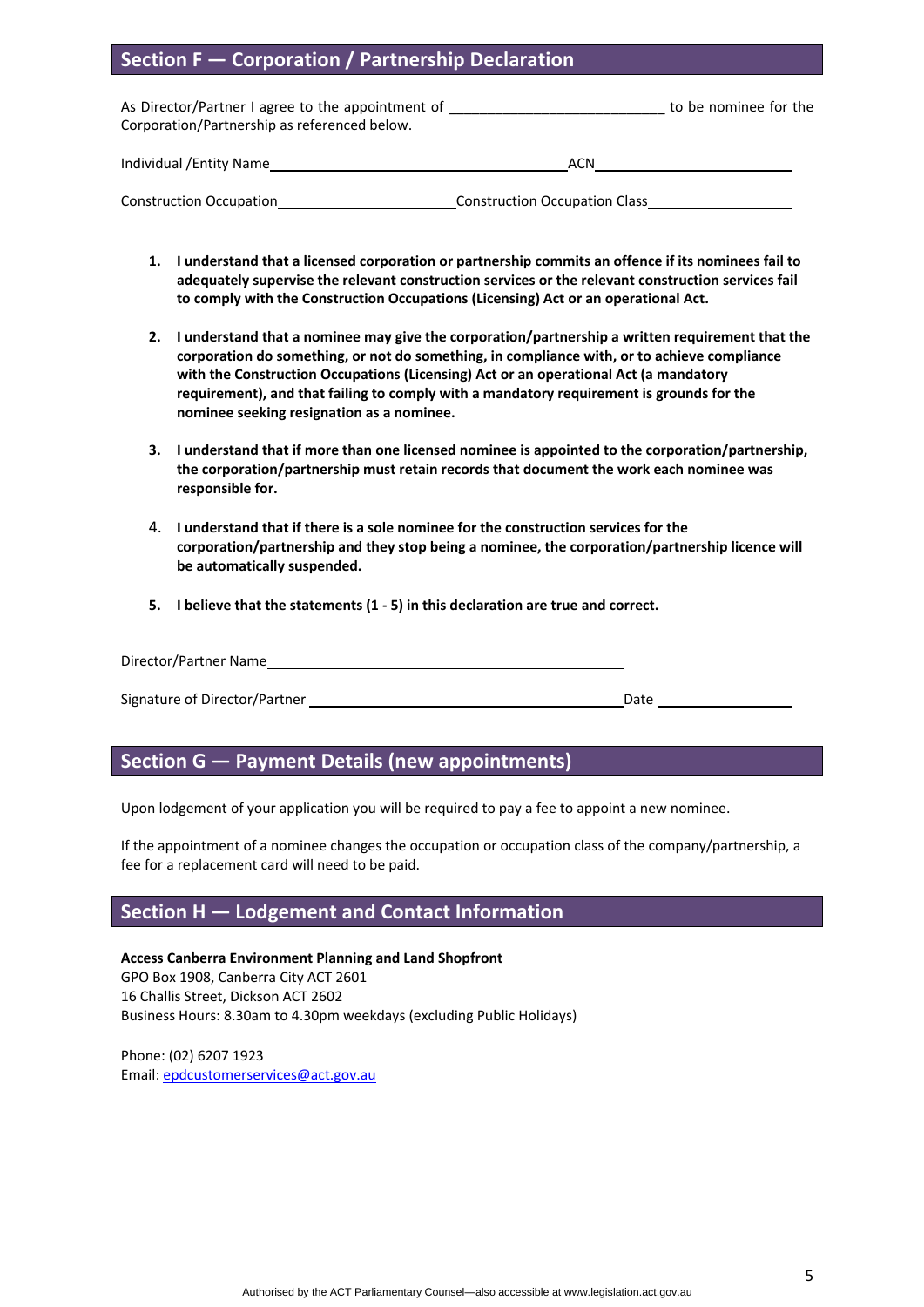## Section F — Corporation / Partnership Declaration

As Director/Partner I agree to the appointment of ____________________________ to be nominee for the Corporation/Partnership as referenced below.

Individual /Entity Name________________________________________ACN____________________________

Construction Occupation________________________Construction Occupation Class___________________

1. **I understand that a licensed corporation or partnership commits an offence if its nominees fail to adequately supervise the relevant construction services or the relevant construction services fail to comply with the Construction Occupations (Licensing) Act or an operational Act.**

2. **I understand that a nominee may give the corporation/partnership a written requirement that the corporation do something, or not do something, in compliance with, or to achieve compliance with the Construction Occupations (Licensing) Act or an operational Act (a mandatory requirement), and that failing to comply with a mandatory requirement is grounds for the nominee seeking resignation as a nominee.**

3. **I understand that if more than one licensed nominee is appointed to the corporation/partnership, the corporation/partnership must retain records that document the work each nominee was responsible for.**

4. **I understand that if there is a sole nominee for the construction services for the corporation/partnership and they stop being a nominee, the corporation/partnership licence will be automatically suspended.**

5. **I believe that the statements (1 - 5) in this declaration are true and correct.**

Director/Partner Name_______________________________________________________

Signature of Director/Partner __________________________________________Date __________________

## Section G — Payment Details (new appointments)

Upon lodgement of your application you will be required to pay a fee to appoint a new nominee.

If the appointment of a nominee changes the occupation or occupation class of the company/partnership, a fee for a replacement card will need to be paid.

## Section H — Lodgement and Contact Information

**Access Canberra Environment Planning and Land Shopfront**
GPO Box 1908, Canberra City ACT 2601
16 Challis Street, Dickson ACT 2602
Business Hours: 8.30am to 4.30pm weekdays (excluding Public Holidays)

Phone: (02) 6207 1923
Email: epdcustomerservices@act.gov.au